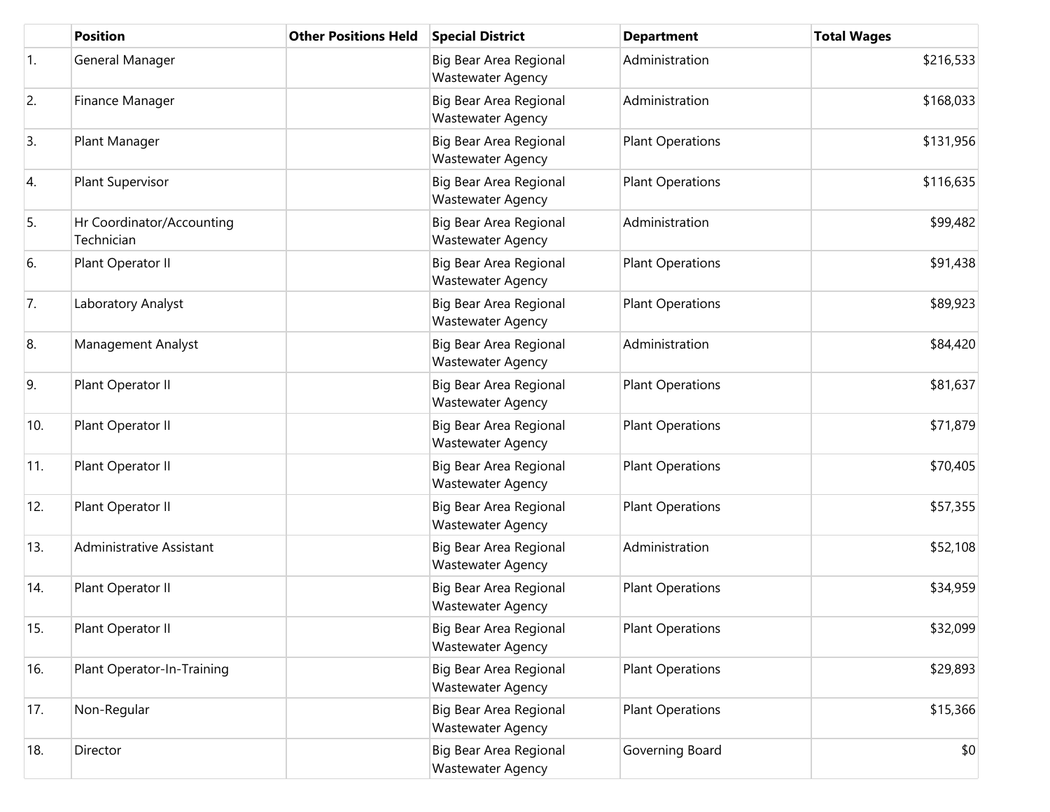| | Position | Other Positions Held | Special District | Department | Total Wages |
|---|---|---|---|---|---|
| 1. | General Manager | | Big Bear Area Regional Wastewater Agency | Administration | $216,533 |
| 2. | Finance Manager | | Big Bear Area Regional Wastewater Agency | Administration | $168,033 |
| 3. | Plant Manager | | Big Bear Area Regional Wastewater Agency | Plant Operations | $131,956 |
| 4. | Plant Supervisor | | Big Bear Area Regional Wastewater Agency | Plant Operations | $116,635 |
| 5. | Hr Coordinator/Accounting Technician | | Big Bear Area Regional Wastewater Agency | Administration | $99,482 |
| 6. | Plant Operator II | | Big Bear Area Regional Wastewater Agency | Plant Operations | $91,438 |
| 7. | Laboratory Analyst | | Big Bear Area Regional Wastewater Agency | Plant Operations | $89,923 |
| 8. | Management Analyst | | Big Bear Area Regional Wastewater Agency | Administration | $84,420 |
| 9. | Plant Operator II | | Big Bear Area Regional Wastewater Agency | Plant Operations | $81,637 |
| 10. | Plant Operator II | | Big Bear Area Regional Wastewater Agency | Plant Operations | $71,879 |
| 11. | Plant Operator II | | Big Bear Area Regional Wastewater Agency | Plant Operations | $70,405 |
| 12. | Plant Operator II | | Big Bear Area Regional Wastewater Agency | Plant Operations | $57,355 |
| 13. | Administrative Assistant | | Big Bear Area Regional Wastewater Agency | Administration | $52,108 |
| 14. | Plant Operator II | | Big Bear Area Regional Wastewater Agency | Plant Operations | $34,959 |
| 15. | Plant Operator II | | Big Bear Area Regional Wastewater Agency | Plant Operations | $32,099 |
| 16. | Plant Operator-In-Training | | Big Bear Area Regional Wastewater Agency | Plant Operations | $29,893 |
| 17. | Non-Regular | | Big Bear Area Regional Wastewater Agency | Plant Operations | $15,366 |
| 18. | Director | | Big Bear Area Regional Wastewater Agency | Governing Board | $0 |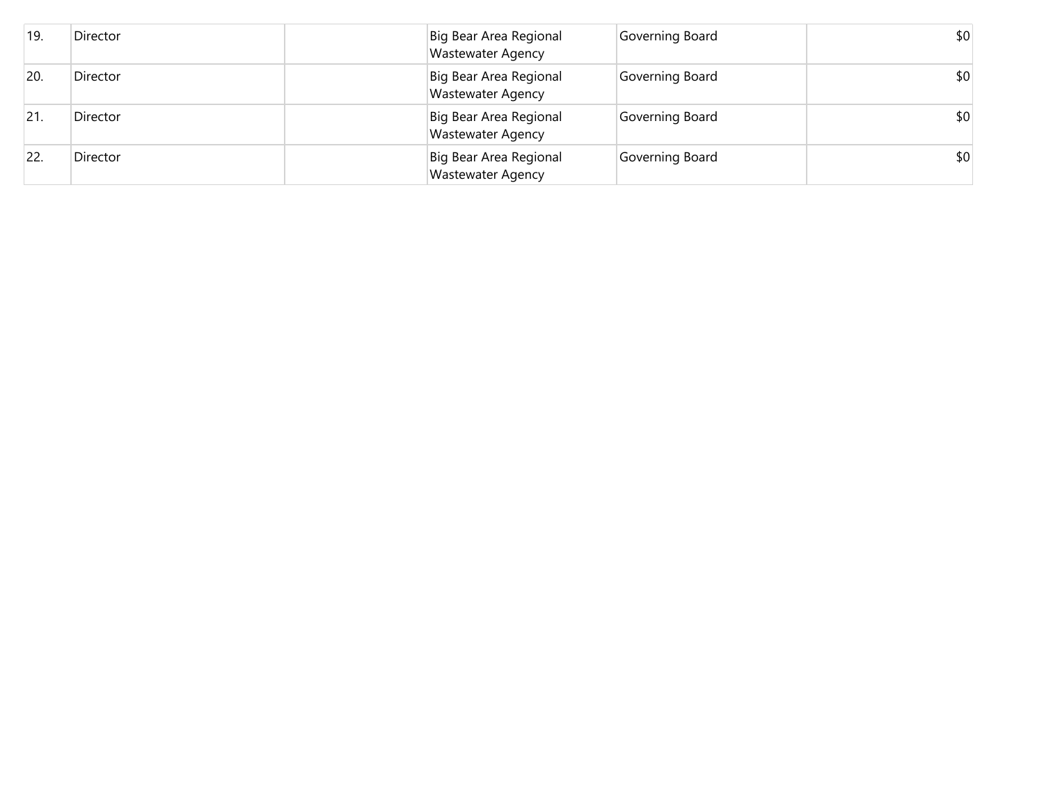| | | | | | |
|---|---|---|---|---|---|
| 19. | Director | | Big Bear Area Regional Wastewater Agency | Governing Board | $0 |
| 20. | Director | | Big Bear Area Regional Wastewater Agency | Governing Board | $0 |
| 21. | Director | | Big Bear Area Regional Wastewater Agency | Governing Board | $0 |
| 22. | Director | | Big Bear Area Regional Wastewater Agency | Governing Board | $0 |